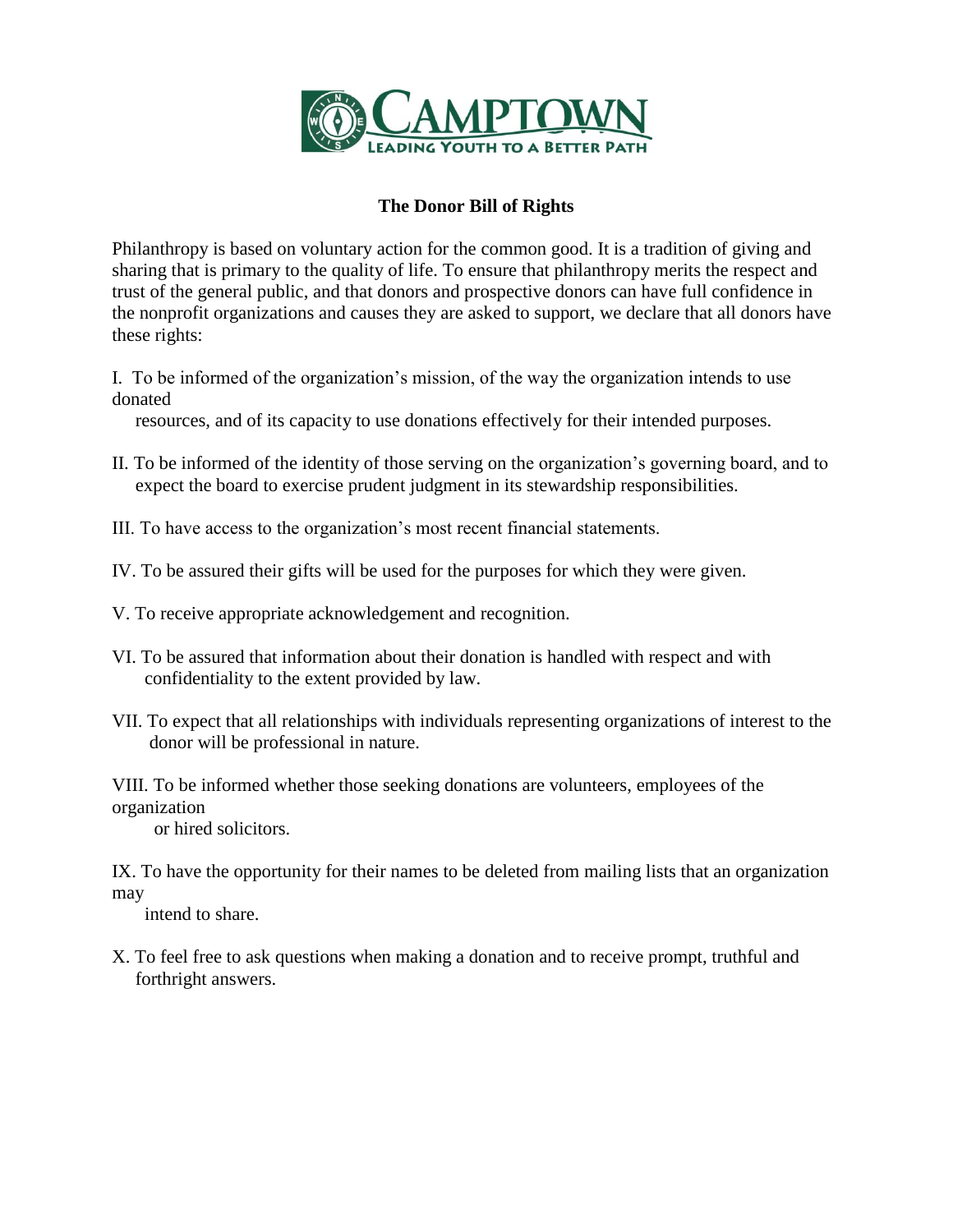CAMPTOWN

LEADING YOUTH TO A BETTER PATH

## The Donor Bill of Rights

Philanthropy is based on voluntary action for the common good. It is a tradition of giving and sharing that is primary to the quality of life. To ensure that philanthropy merits the respect and trust of the general public, and that donors and prospective donors can have full confidence in the nonprofit organizations and causes they are asked to support, we declare that all donors have these rights:

I. To be informed of the organization's mission, of the way the organization intends to use donated resources, and of its capacity to use donations effectively for their intended purposes.

II. To be informed of the identity of those serving on the organization's governing board, and to expect the board to exercise prudent judgment in its stewardship responsibilities.

III. To have access to the organization's most recent financial statements.

IV. To be assured their gifts will be used for the purposes for which they were given.

V. To receive appropriate acknowledgement and recognition.

VI. To be assured that information about their donation is handled with respect and with confidentiality to the extent provided by law.

VII. To expect that all relationships with individuals representing organizations of interest to the donor will be professional in nature.

VIII. To be informed whether those seeking donations are volunteers, employees of the organization or hired solicitors.

IX. To have the opportunity for their names to be deleted from mailing lists that an organization may intend to share.

X. To feel free to ask questions when making a donation and to receive prompt, truthful and forthright answers.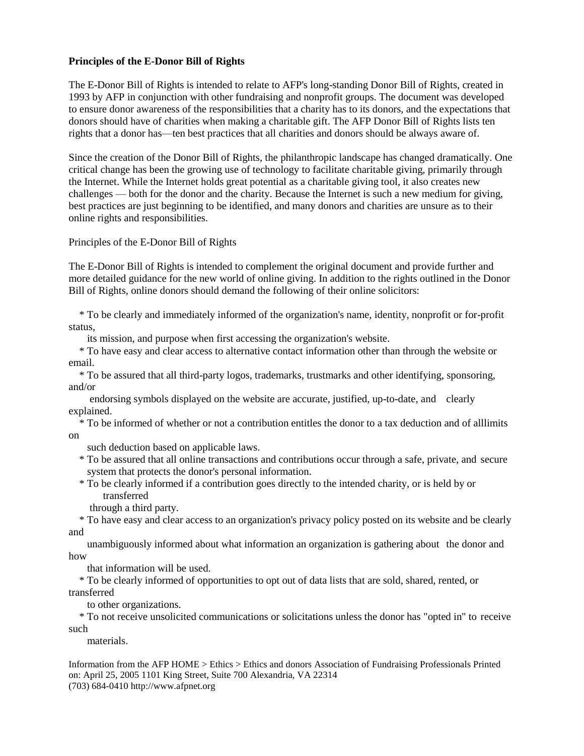**Principles of the E-Donor Bill of Rights**

The E-Donor Bill of Rights is intended to relate to AFP's long-standing Donor Bill of Rights, created in 1993 by AFP in conjunction with other fundraising and nonprofit groups. The document was developed to ensure donor awareness of the responsibilities that a charity has to its donors, and the expectations that donors should have of charities when making a charitable gift. The AFP Donor Bill of Rights lists ten rights that a donor has—ten best practices that all charities and donors should be always aware of.

Since the creation of the Donor Bill of Rights, the philanthropic landscape has changed dramatically. One critical change has been the growing use of technology to facilitate charitable giving, primarily through the Internet. While the Internet holds great potential as a charitable giving tool, it also creates new challenges — both for the donor and the charity. Because the Internet is such a new medium for giving, best practices are just beginning to be identified, and many donors and charities are unsure as to their online rights and responsibilities.

Principles of the E-Donor Bill of Rights

The E-Donor Bill of Rights is intended to complement the original document and provide further and more detailed guidance for the new world of online giving. In addition to the rights outlined in the Donor Bill of Rights, online donors should demand the following of their online solicitors:

* To be clearly and immediately informed of the organization's name, identity, nonprofit or for-profit status, its mission, and purpose when first accessing the organization's website.
* To have easy and clear access to alternative contact information other than through the website or email.
* To be assured that all third-party logos, trademarks, trustmarks and other identifying, sponsoring, and/or endorsing symbols displayed on the website are accurate, justified, up-to-date, and clearly explained.
* To be informed of whether or not a contribution entitles the donor to a tax deduction and of alllimits on such deduction based on applicable laws.
* To be assured that all online transactions and contributions occur through a safe, private, and secure system that protects the donor's personal information.
* To be clearly informed if a contribution goes directly to the intended charity, or is held by or transferred through a third party.
* To have easy and clear access to an organization's privacy policy posted on its website and be clearly and unambiguously informed about what information an organization is gathering about the donor and how that information will be used.
* To be clearly informed of opportunities to opt out of data lists that are sold, shared, rented, or transferred to other organizations.
* To not receive unsolicited communications or solicitations unless the donor has "opted in" to receive such materials.

Information from the AFP HOME > Ethics > Ethics and donors Association of Fundraising Professionals Printed on: April 25, 2005 1101 King Street, Suite 700 Alexandria, VA 22314
(703) 684-0410 http://www.afpnet.org